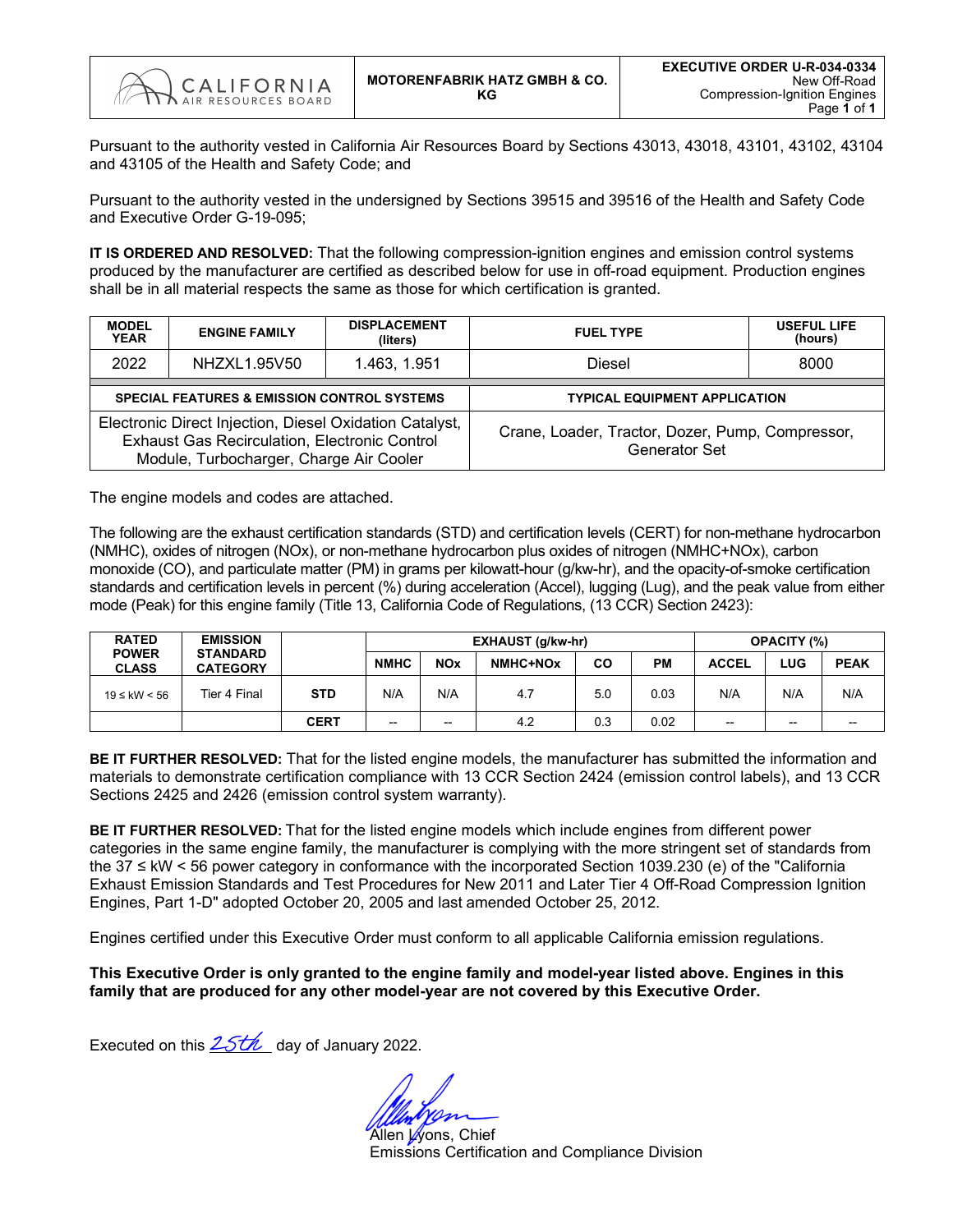| CALIFORNIA AIR RESOURCES BOARD | MOTORENFABRIK HATZ GMBH & CO. KG | EXECUTIVE ORDER U-R-034-0334 New Off-Road Compression-Ignition Engines |
|---|---|---|

Pursuant to the authority vested in California Air Resources Board by Sections 43013, 43018, 43101, 43102, 43104 and 43105 of the Health and Safety Code; and

Pursuant to the authority vested in the undersigned by Sections 39515 and 39516 of the Health and Safety Code and Executive Order G-19-095;

**IT IS ORDERED AND RESOLVED:** That the following compression-ignition engines and emission control systems produced by the manufacturer are certified as described below for use in off-road equipment. Production engines shall be in all material respects the same as those for which certification is granted.

| MODEL YEAR | ENGINE FAMILY | DISPLACEMENT (liters) | FUEL TYPE | USEFUL LIFE (hours) |
|---|---|---|---|---|
| 2022 | NHZXL1.95V50 | 1.463, 1.951 | Diesel | 8000 |

| SPECIAL FEATURES & EMISSION CONTROL SYSTEMS | TYPICAL EQUIPMENT APPLICATION |
|---|---|
| Electronic Direct Injection, Diesel Oxidation Catalyst, Exhaust Gas Recirculation, Electronic Control Module, Turbocharger, Charge Air Cooler | Crane, Loader, Tractor, Dozer, Pump, Compressor, Generator Set |

The engine models and codes are attached.

The following are the exhaust certification standards (STD) and certification levels (CERT) for non-methane hydrocarbon (NMHC), oxides of nitrogen (NOx), or non-methane hydrocarbon plus oxides of nitrogen (NMHC+NOx), carbon monoxide (CO), and particulate matter (PM) in grams per kilowatt-hour (g/kw-hr), and the opacity-of-smoke certification standards and certification levels in percent (%) during acceleration (Accel), lugging (Lug), and the peak value from either mode (Peak) for this engine family (Title 13, California Code of Regulations, (13 CCR) Section 2423):

| RATED POWER CLASS | EMISSION STANDARD CATEGORY | | EXHAUST (g/kw-hr) | | | | | OPACITY (%) | | |
|---|---|---|---|---|---|---|---|---|---|---|
| | | | NMHC | NOx | NMHC+NOx | CO | PM | ACCEL | LUG | PEAK |
| 19 ≤ kW < 56 | Tier 4 Final | STD | N/A | N/A | 4.7 | 5.0 | 0.03 | N/A | N/A | N/A |
| | | CERT | -- | -- | 4.2 | 0.3 | 0.02 | -- | -- | -- |

**BE IT FURTHER RESOLVED:** That for the listed engine models, the manufacturer has submitted the information and materials to demonstrate certification compliance with 13 CCR Section 2424 (emission control labels), and 13 CCR Sections 2425 and 2426 (emission control system warranty).

**BE IT FURTHER RESOLVED:** That for the listed engine models which include engines from different power categories in the same engine family, the manufacturer is complying with the more stringent set of standards from the 37 ≤ kW < 56 power category in conformance with the incorporated Section 1039.230 (e) of the "California Exhaust Emission Standards and Test Procedures for New 2011 and Later Tier 4 Off-Road Compression Ignition Engines, Part 1-D" adopted October 20, 2005 and last amended October 25, 2012.

Engines certified under this Executive Order must conform to all applicable California emission regulations.

**This Executive Order is only granted to the engine family and model-year listed above. Engines in this family that are produced for any other model-year are not covered by this Executive Order.**

Executed on this 25th day of January 2022.

Allen Lyons, Chief
Emissions Certification and Compliance Division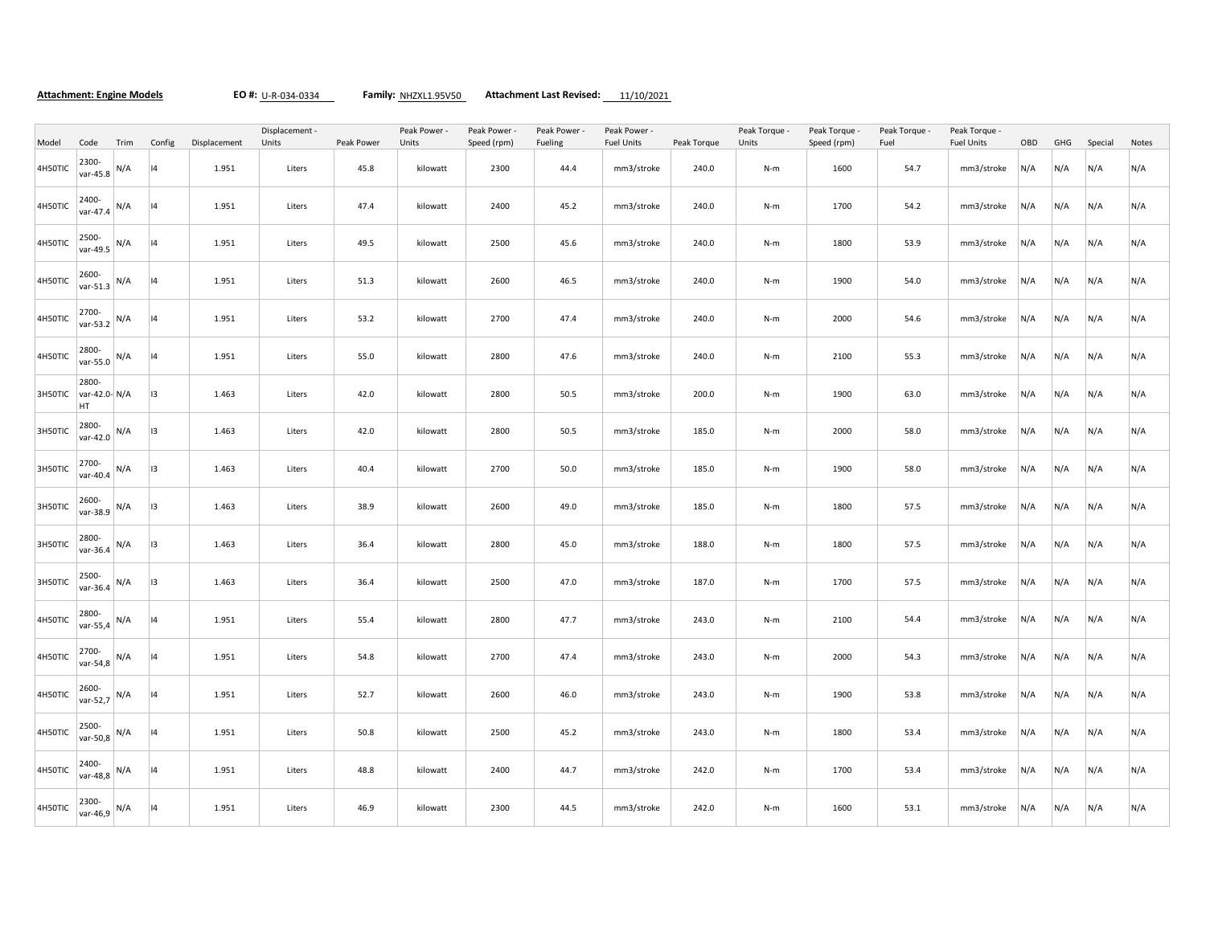**Attachment: Engine Models** **EO #:** U-R-034-0334 **Family:** NHZXL1.95V50 **Attachment Last Revised:** 11/10/2021

| Model | Code | Trim | Config | Displacement | Displacement - Units | Peak Power | Peak Power - Units | Peak Power - Speed (rpm) | Peak Power - Fueling | Peak Power - Fuel Units | Peak Torque | Peak Torque - Units | Peak Torque - Speed (rpm) | Peak Torque - Fuel | Peak Torque - Fuel Units | OBD | GHG | Special | Notes |
|---|---|---|---|---|---|---|---|---|---|---|---|---|---|---|---|---|---|---|---|
| 4H50TIC | 2300-var-45.8 | N/A | I4 | 1.951 | Liters | 45.8 | kilowatt | 2300 | 44.4 | mm3/stroke | 240.0 | N-m | 1600 | 54.7 | mm3/stroke | N/A | N/A | N/A | N/A |
| 4H50TIC | 2400-var-47.4 | N/A | I4 | 1.951 | Liters | 47.4 | kilowatt | 2400 | 45.2 | mm3/stroke | 240.0 | N-m | 1700 | 54.2 | mm3/stroke | N/A | N/A | N/A | N/A |
| 4H50TIC | 2500-var-49.5 | N/A | I4 | 1.951 | Liters | 49.5 | kilowatt | 2500 | 45.6 | mm3/stroke | 240.0 | N-m | 1800 | 53.9 | mm3/stroke | N/A | N/A | N/A | N/A |
| 4H50TIC | 2600-var-51.3 | N/A | I4 | 1.951 | Liters | 51.3 | kilowatt | 2600 | 46.5 | mm3/stroke | 240.0 | N-m | 1900 | 54.0 | mm3/stroke | N/A | N/A | N/A | N/A |
| 4H50TIC | 2700-var-53.2 | N/A | I4 | 1.951 | Liters | 53.2 | kilowatt | 2700 | 47.4 | mm3/stroke | 240.0 | N-m | 2000 | 54.6 | mm3/stroke | N/A | N/A | N/A | N/A |
| 4H50TIC | 2800-var-55.0 | N/A | I4 | 1.951 | Liters | 55.0 | kilowatt | 2800 | 47.6 | mm3/stroke | 240.0 | N-m | 2100 | 55.3 | mm3/stroke | N/A | N/A | N/A | N/A |
| 3H50TIC | 2800-var-42.0-HT | N/A | I3 | 1.463 | Liters | 42.0 | kilowatt | 2800 | 50.5 | mm3/stroke | 200.0 | N-m | 1900 | 63.0 | mm3/stroke | N/A | N/A | N/A | N/A |
| 3H50TIC | 2800-var-42.0 | N/A | I3 | 1.463 | Liters | 42.0 | kilowatt | 2800 | 50.5 | mm3/stroke | 185.0 | N-m | 2000 | 58.0 | mm3/stroke | N/A | N/A | N/A | N/A |
| 3H50TIC | 2700-var-40.4 | N/A | I3 | 1.463 | Liters | 40.4 | kilowatt | 2700 | 50.0 | mm3/stroke | 185.0 | N-m | 1900 | 58.0 | mm3/stroke | N/A | N/A | N/A | N/A |
| 3H50TIC | 2600-var-38.9 | N/A | I3 | 1.463 | Liters | 38.9 | kilowatt | 2600 | 49.0 | mm3/stroke | 185.0 | N-m | 1800 | 57.5 | mm3/stroke | N/A | N/A | N/A | N/A |
| 3H50TIC | 2800-var-36.4 | N/A | I3 | 1.463 | Liters | 36.4 | kilowatt | 2800 | 45.0 | mm3/stroke | 188.0 | N-m | 1800 | 57.5 | mm3/stroke | N/A | N/A | N/A | N/A |
| 3H50TIC | 2500-var-36.4 | N/A | I3 | 1.463 | Liters | 36.4 | kilowatt | 2500 | 47.0 | mm3/stroke | 187.0 | N-m | 1700 | 57.5 | mm3/stroke | N/A | N/A | N/A | N/A |
| 4H50TIC | 2800-var-55,4 | N/A | I4 | 1.951 | Liters | 55.4 | kilowatt | 2800 | 47.7 | mm3/stroke | 243.0 | N-m | 2100 | 54.4 | mm3/stroke | N/A | N/A | N/A | N/A |
| 4H50TIC | 2700-var-54,8 | N/A | I4 | 1.951 | Liters | 54.8 | kilowatt | 2700 | 47.4 | mm3/stroke | 243.0 | N-m | 2000 | 54.3 | mm3/stroke | N/A | N/A | N/A | N/A |
| 4H50TIC | 2600-var-52,7 | N/A | I4 | 1.951 | Liters | 52.7 | kilowatt | 2600 | 46.0 | mm3/stroke | 243.0 | N-m | 1900 | 53.8 | mm3/stroke | N/A | N/A | N/A | N/A |
| 4H50TIC | 2500-var-50,8 | N/A | I4 | 1.951 | Liters | 50.8 | kilowatt | 2500 | 45.2 | mm3/stroke | 243.0 | N-m | 1800 | 53.4 | mm3/stroke | N/A | N/A | N/A | N/A |
| 4H50TIC | 2400-var-48,8 | N/A | I4 | 1.951 | Liters | 48.8 | kilowatt | 2400 | 44.7 | mm3/stroke | 242.0 | N-m | 1700 | 53.4 | mm3/stroke | N/A | N/A | N/A | N/A |
| 4H50TIC | 2300-var-46,9 | N/A | I4 | 1.951 | Liters | 46.9 | kilowatt | 2300 | 44.5 | mm3/stroke | 242.0 | N-m | 1600 | 53.1 | mm3/stroke | N/A | N/A | N/A | N/A |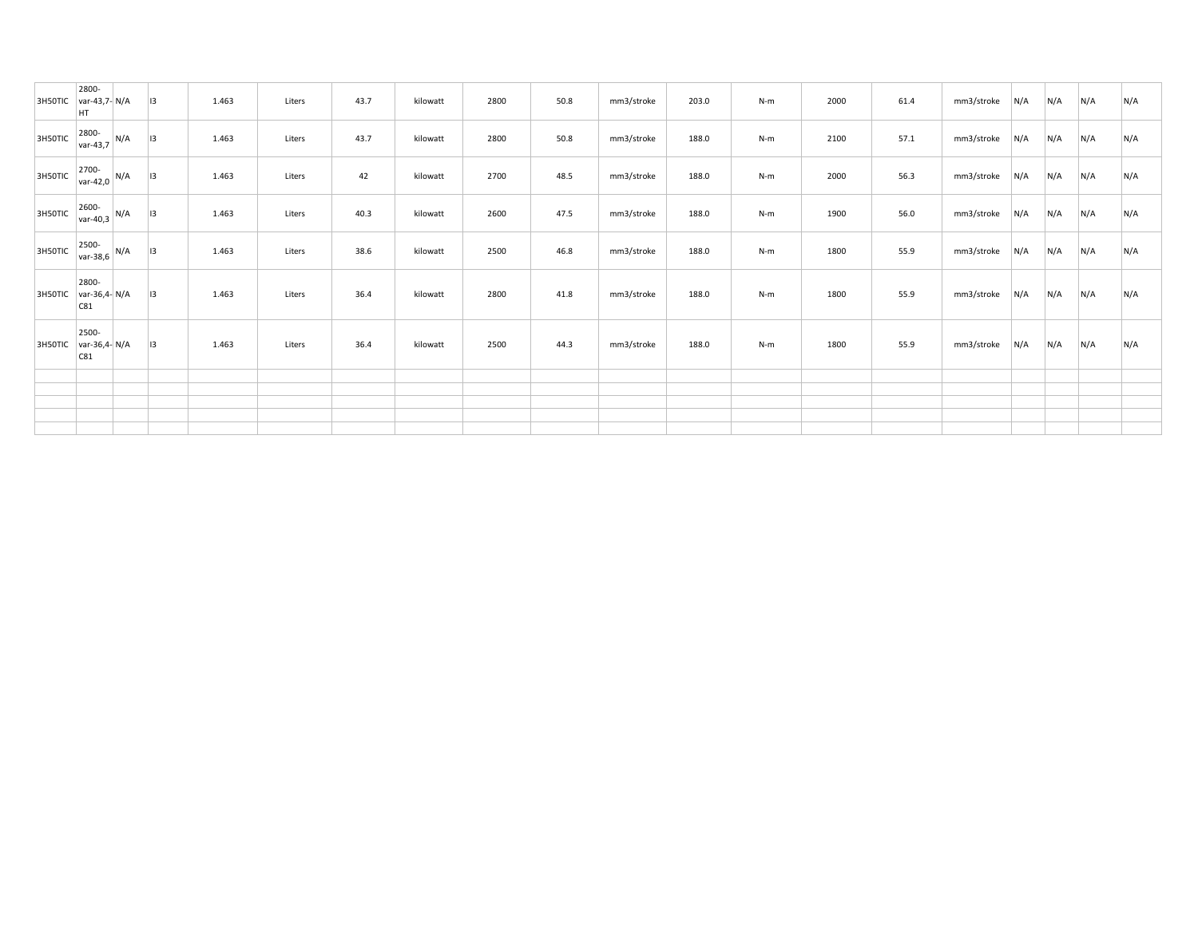| | | | | | | | | | | | | | | | | | | | | |
|---|---|---|---|---|---|---|---|---|---|---|---|---|---|---|---|---|---|---|---|---|
| 3H50TIC | 2800-var-43,7-HT | N/A | I3 | 1.463 | Liters | 43.7 | kilowatt | 2800 | 50.8 | mm3/stroke | 203.0 | N-m | 2000 | 61.4 | mm3/stroke | N/A | N/A | N/A | N/A |
| 3H50TIC | 2800-var-43,7 | N/A | I3 | 1.463 | Liters | 43.7 | kilowatt | 2800 | 50.8 | mm3/stroke | 188.0 | N-m | 2100 | 57.1 | mm3/stroke | N/A | N/A | N/A | N/A |
| 3H50TIC | 2700-var-42,0 | N/A | I3 | 1.463 | Liters | 42 | kilowatt | 2700 | 48.5 | mm3/stroke | 188.0 | N-m | 2000 | 56.3 | mm3/stroke | N/A | N/A | N/A | N/A |
| 3H50TIC | 2600-var-40,3 | N/A | I3 | 1.463 | Liters | 40.3 | kilowatt | 2600 | 47.5 | mm3/stroke | 188.0 | N-m | 1900 | 56.0 | mm3/stroke | N/A | N/A | N/A | N/A |
| 3H50TIC | 2500-var-38,6 | N/A | I3 | 1.463 | Liters | 38.6 | kilowatt | 2500 | 46.8 | mm3/stroke | 188.0 | N-m | 1800 | 55.9 | mm3/stroke | N/A | N/A | N/A | N/A |
| 3H50TIC | 2800-var-36,4-C81 | N/A | I3 | 1.463 | Liters | 36.4 | kilowatt | 2800 | 41.8 | mm3/stroke | 188.0 | N-m | 1800 | 55.9 | mm3/stroke | N/A | N/A | N/A | N/A |
| 3H50TIC | 2500-var-36,4-C81 | N/A | I3 | 1.463 | Liters | 36.4 | kilowatt | 2500 | 44.3 | mm3/stroke | 188.0 | N-m | 1800 | 55.9 | mm3/stroke | N/A | N/A | N/A | N/A |